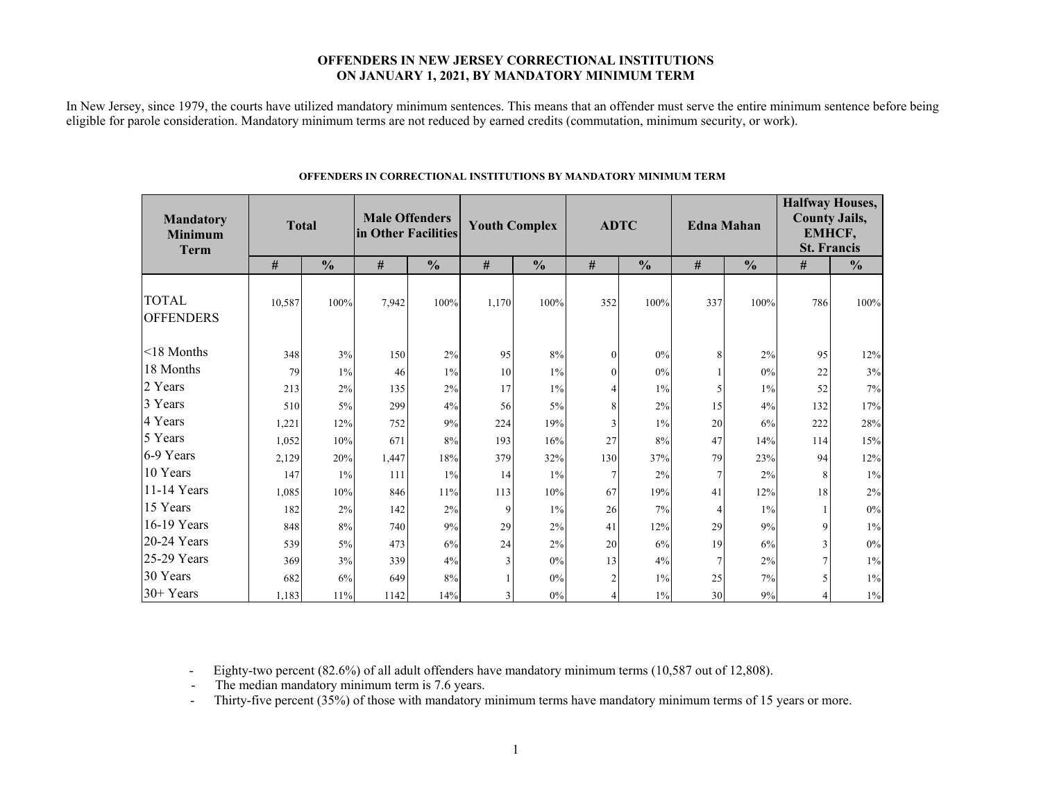# OFFENDERS IN NEW JERSEY CORRECTIONAL INSTITUTIONS ON JANUARY 1, 2021, BY MANDATORY MINIMUM TERM

In New Jersey, since 1979, the courts have utilized mandatory minimum sentences. This means that an offender must serve the entire minimum sentence before being eligible for parole consideration. Mandatory minimum terms are not reduced by earned credits (commutation, minimum security, or work).

### OFFENDERS IN CORRECTIONAL INSTITUTIONS BY MANDATORY MINIMUM TERM

| Mandatory Minimum Term | Total | | Male Offenders in Other Facilities | | Youth Complex | | ADTC | | Edna Mahan | | Halfway Houses, County Jails, EMHCF, St. Francis | |
|---|---|---|---|---|---|---|---|---|---|---|---|---|
| | # | % | # | % | # | % | # | % | # | % | # | % |
| TOTAL OFFENDERS | 10,587 | 100% | 7,942 | 100% | 1,170 | 100% | 352 | 100% | 337 | 100% | 786 | 100% |
| <18 Months | 348 | 3% | 150 | 2% | 95 | 8% | 0 | 0% | 8 | 2% | 95 | 12% |
| 18 Months | 79 | 1% | 46 | 1% | 10 | 1% | 0 | 0% | 1 | 0% | 22 | 3% |
| 2 Years | 213 | 2% | 135 | 2% | 17 | 1% | 4 | 1% | 5 | 1% | 52 | 7% |
| 3 Years | 510 | 5% | 299 | 4% | 56 | 5% | 8 | 2% | 15 | 4% | 132 | 17% |
| 4 Years | 1,221 | 12% | 752 | 9% | 224 | 19% | 3 | 1% | 20 | 6% | 222 | 28% |
| 5 Years | 1,052 | 10% | 671 | 8% | 193 | 16% | 27 | 8% | 47 | 14% | 114 | 15% |
| 6-9 Years | 2,129 | 20% | 1,447 | 18% | 379 | 32% | 130 | 37% | 79 | 23% | 94 | 12% |
| 10 Years | 147 | 1% | 111 | 1% | 14 | 1% | 7 | 2% | 7 | 2% | 8 | 1% |
| 11-14 Years | 1,085 | 10% | 846 | 11% | 113 | 10% | 67 | 19% | 41 | 12% | 18 | 2% |
| 15 Years | 182 | 2% | 142 | 2% | 9 | 1% | 26 | 7% | 4 | 1% | 1 | 0% |
| 16-19 Years | 848 | 8% | 740 | 9% | 29 | 2% | 41 | 12% | 29 | 9% | 9 | 1% |
| 20-24 Years | 539 | 5% | 473 | 6% | 24 | 2% | 20 | 6% | 19 | 6% | 3 | 0% |
| 25-29 Years | 369 | 3% | 339 | 4% | 3 | 0% | 13 | 4% | 7 | 2% | 7 | 1% |
| 30 Years | 682 | 6% | 649 | 8% | 1 | 0% | 2 | 1% | 25 | 7% | 5 | 1% |
| 30+ Years | 1,183 | 11% | 1142 | 14% | 3 | 0% | 4 | 1% | 30 | 9% | 4 | 1% |

- Eighty-two percent (82.6%) of all adult offenders have mandatory minimum terms (10,587 out of 12,808).
- The median mandatory minimum term is 7.6 years.
- Thirty-five percent (35%) of those with mandatory minimum terms have mandatory minimum terms of 15 years or more.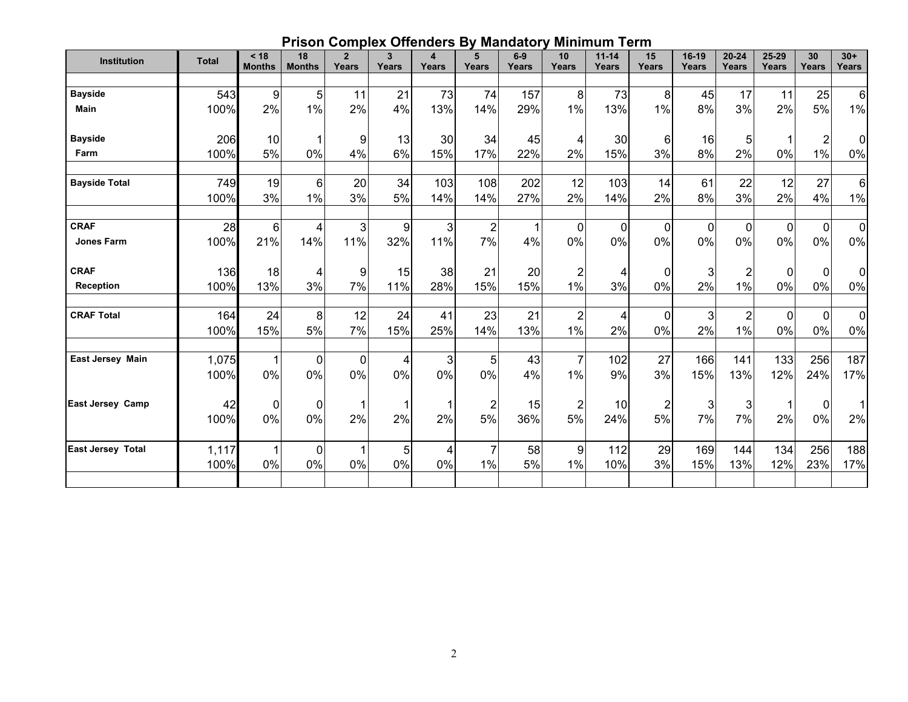## Prison Complex Offenders By Mandatory Minimum Term

| Institution | Total | < 18 Months | 18 Months | 2 Years | 3 Years | 4 Years | 5 Years | 6-9 Years | 10 Years | 11-14 Years | 15 Years | 16-19 Years | 20-24 Years | 25-29 Years | 30 Years | 30+ Years |
|---|---|---|---|---|---|---|---|---|---|---|---|---|---|---|---|---|
| **Bayside Main** | 543 | 9 | 5 | 11 | 21 | 73 | 74 | 157 | 8 | 73 | 8 | 45 | 17 | 11 | 25 | 6 |
| | 100% | 2% | 1% | 2% | 4% | 13% | 14% | 29% | 1% | 13% | 1% | 8% | 3% | 2% | 5% | 1% |
| **Bayside Farm** | 206 | 10 | 1 | 9 | 13 | 30 | 34 | 45 | 4 | 30 | 6 | 16 | 5 | 1 | 2 | 0 |
| | 100% | 5% | 0% | 4% | 6% | 15% | 17% | 22% | 2% | 15% | 3% | 8% | 2% | 0% | 1% | 0% |
| **Bayside Total** | 749 | 19 | 6 | 20 | 34 | 103 | 108 | 202 | 12 | 103 | 14 | 61 | 22 | 12 | 27 | 6 |
| | 100% | 3% | 1% | 3% | 5% | 14% | 14% | 27% | 2% | 14% | 2% | 8% | 3% | 2% | 4% | 1% |
| **CRAF Jones Farm** | 28 | 6 | 4 | 3 | 9 | 3 | 2 | 1 | 0 | 0 | 0 | 0 | 0 | 0 | 0 | 0 |
| | 100% | 21% | 14% | 11% | 32% | 11% | 7% | 4% | 0% | 0% | 0% | 0% | 0% | 0% | 0% | 0% |
| **CRAF Reception** | 136 | 18 | 4 | 9 | 15 | 38 | 21 | 20 | 2 | 4 | 0 | 3 | 2 | 0 | 0 | 0 |
| | 100% | 13% | 3% | 7% | 11% | 28% | 15% | 15% | 1% | 3% | 0% | 2% | 1% | 0% | 0% | 0% |
| **CRAF Total** | 164 | 24 | 8 | 12 | 24 | 41 | 23 | 21 | 2 | 4 | 0 | 3 | 2 | 0 | 0 | 0 |
| | 100% | 15% | 5% | 7% | 15% | 25% | 14% | 13% | 1% | 2% | 0% | 2% | 1% | 0% | 0% | 0% |
| **East Jersey Main** | 1,075 | 1 | 0 | 0 | 4 | 3 | 5 | 43 | 7 | 102 | 27 | 166 | 141 | 133 | 256 | 187 |
| | 100% | 0% | 0% | 0% | 0% | 0% | 0% | 4% | 1% | 9% | 3% | 15% | 13% | 12% | 24% | 17% |
| **East Jersey Camp** | 42 | 0 | 0 | 1 | 1 | 1 | 2 | 15 | 2 | 10 | 2 | 3 | 3 | 1 | 0 | 1 |
| | 100% | 0% | 0% | 2% | 2% | 2% | 5% | 36% | 5% | 24% | 5% | 7% | 7% | 2% | 0% | 2% |
| **East Jersey Total** | 1,117 | 1 | 0 | 1 | 5 | 4 | 7 | 58 | 9 | 112 | 29 | 169 | 144 | 134 | 256 | 188 |
| | 100% | 0% | 0% | 0% | 0% | 0% | 1% | 5% | 1% | 10% | 3% | 15% | 13% | 12% | 23% | 17% |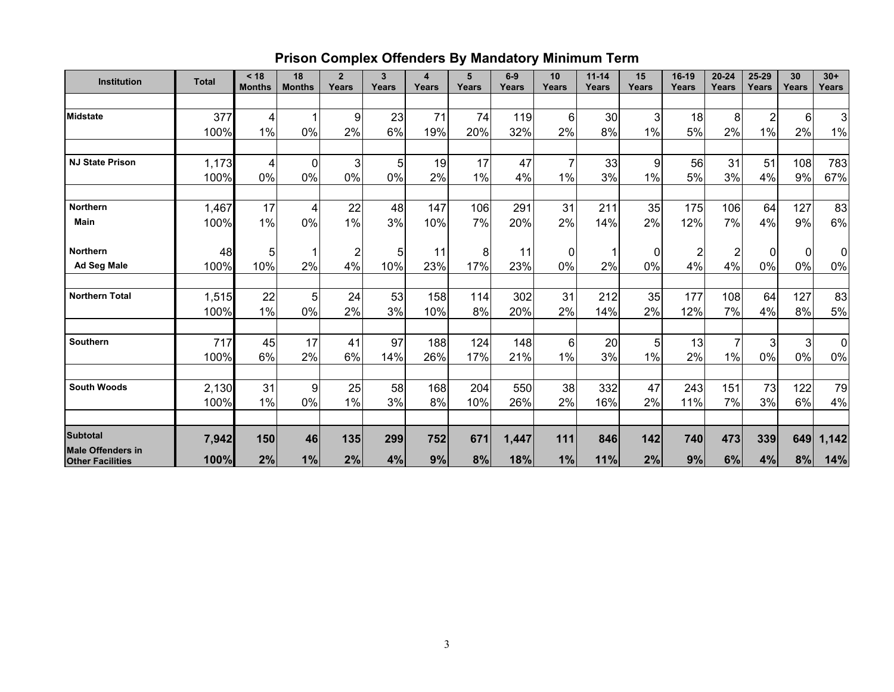## Prison Complex Offenders By Mandatory Minimum Term

| Institution | Total | < 18 Months | 18 Months | 2 Years | 3 Years | 4 Years | 5 Years | 6-9 Years | 10 Years | 11-14 Years | 15 Years | 16-19 Years | 20-24 Years | 25-29 Years | 30 Years | 30+ Years |
|---|---|---|---|---|---|---|---|---|---|---|---|---|---|---|---|---|
| **Midstate** | 377 | 4 | 1 | 9 | 23 | 71 | 74 | 119 | 6 | 30 | 3 | 18 | 8 | 2 | 6 | 3 |
| | 100% | 1% | 0% | 2% | 6% | 19% | 20% | 32% | 2% | 8% | 1% | 5% | 2% | 1% | 2% | 1% |
| **NJ State Prison** | 1,173 | 4 | 0 | 3 | 5 | 19 | 17 | 47 | 7 | 33 | 9 | 56 | 31 | 51 | 108 | 783 |
| | 100% | 0% | 0% | 0% | 0% | 2% | 1% | 4% | 1% | 3% | 1% | 5% | 3% | 4% | 9% | 67% |
| **Northern Main** | 1,467 | 17 | 4 | 22 | 48 | 147 | 106 | 291 | 31 | 211 | 35 | 175 | 106 | 64 | 127 | 83 |
| | 100% | 1% | 0% | 1% | 3% | 10% | 7% | 20% | 2% | 14% | 2% | 12% | 7% | 4% | 9% | 6% |
| **Northern Ad Seg Male** | 48 | 5 | 1 | 2 | 5 | 11 | 8 | 11 | 0 | 1 | 0 | 2 | 2 | 0 | 0 | 0 |
| | 100% | 10% | 2% | 4% | 10% | 23% | 17% | 23% | 0% | 2% | 0% | 4% | 4% | 0% | 0% | 0% |
| **Northern Total** | 1,515 | 22 | 5 | 24 | 53 | 158 | 114 | 302 | 31 | 212 | 35 | 177 | 108 | 64 | 127 | 83 |
| | 100% | 1% | 0% | 2% | 3% | 10% | 8% | 20% | 2% | 14% | 2% | 12% | 7% | 4% | 8% | 5% |
| **Southern** | 717 | 45 | 17 | 41 | 97 | 188 | 124 | 148 | 6 | 20 | 5 | 13 | 7 | 3 | 3 | 0 |
| | 100% | 6% | 2% | 6% | 14% | 26% | 17% | 21% | 1% | 3% | 1% | 2% | 1% | 0% | 0% | 0% |
| **South Woods** | 2,130 | 31 | 9 | 25 | 58 | 168 | 204 | 550 | 38 | 332 | 47 | 243 | 151 | 73 | 122 | 79 |
| | 100% | 1% | 0% | 1% | 3% | 8% | 10% | 26% | 2% | 16% | 2% | 11% | 7% | 3% | 6% | 4% |
| **Subtotal Male Offenders in Other Facilities** | **7,942** | **150** | **46** | **135** | **299** | **752** | **671** | **1,447** | **111** | **846** | **142** | **740** | **473** | **339** | **649** | **1,142** |
| | **100%** | **2%** | **1%** | **2%** | **4%** | **9%** | **8%** | **18%** | **1%** | **11%** | **2%** | **9%** | **6%** | **4%** | **8%** | **14%** |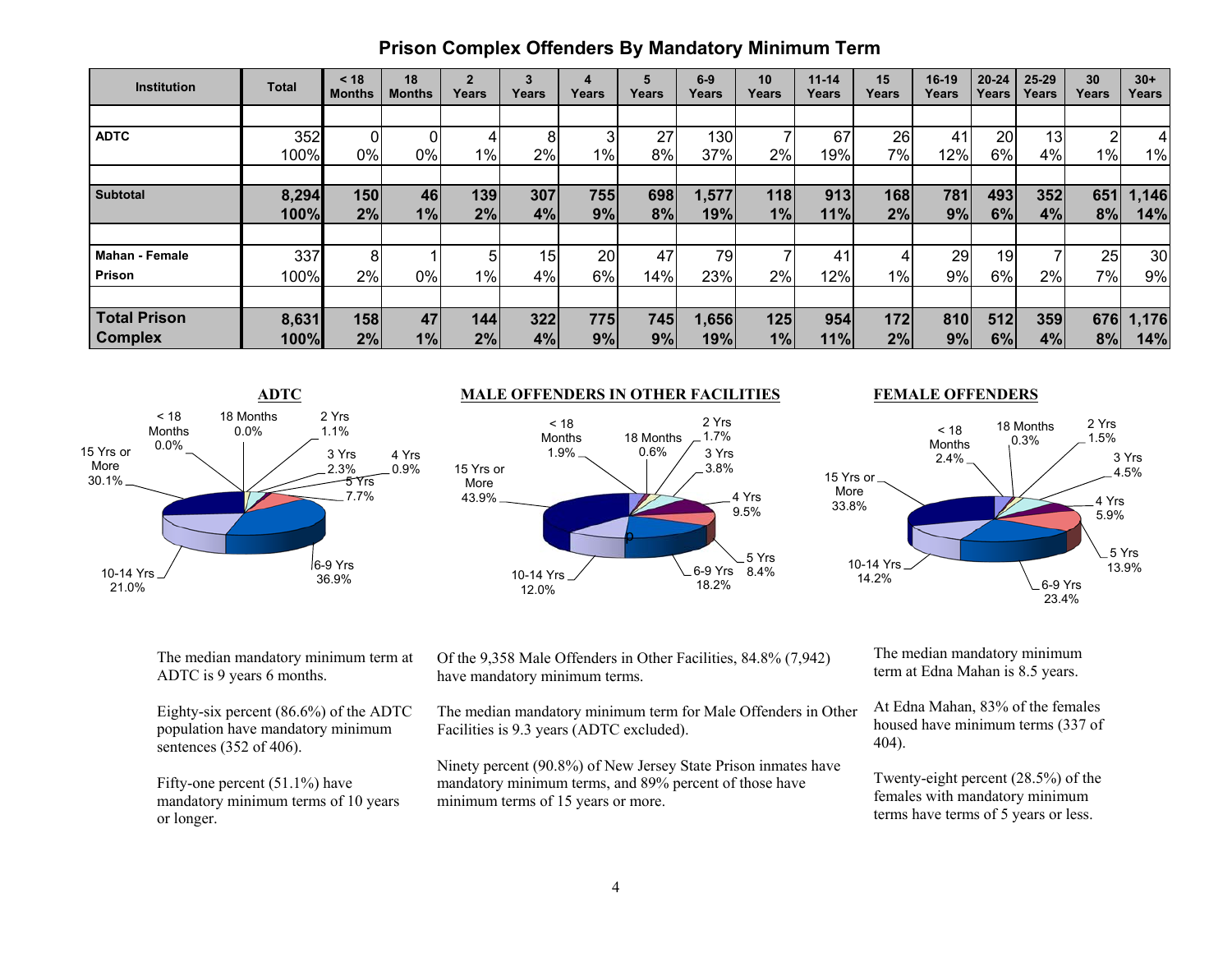## Prison Complex Offenders By Mandatory Minimum Term

| Institution | Total | < 18 Months | 18 Months | 2 Years | 3 Years | 4 Years | 5 Years | 6-9 Years | 10 Years | 11-14 Years | 15 Years | 16-19 Years | 20-24 Years | 25-29 Years | 30 Years | 30+ Years |
|---|---|---|---|---|---|---|---|---|---|---|---|---|---|---|---|---|
| ADTC | 352 | 0 | 0 | 4 | 8 | 3 | 27 | 130 | 7 | 67 | 26 | 41 | 20 | 13 | 2 | 4 |
| | 100% | 0% | 0% | 1% | 2% | 1% | 8% | 37% | 2% | 19% | 7% | 12% | 6% | 4% | 1% | 1% |
| **Subtotal** | **8,294** | **150** | **46** | **139** | **307** | **755** | **698** | **1,577** | **118** | **913** | **168** | **781** | **493** | **352** | **651** | **1,146** |
| | **100%** | **2%** | **1%** | **2%** | **4%** | **9%** | **8%** | **19%** | **1%** | **11%** | **2%** | **9%** | **6%** | **4%** | **8%** | **14%** |
| Mahan - Female Prison | 337 | 8 | 1 | 5 | 15 | 20 | 47 | 79 | 7 | 41 | 4 | 29 | 19 | 7 | 25 | 30 |
| | 100% | 2% | 0% | 1% | 4% | 6% | 14% | 23% | 2% | 12% | 1% | 9% | 6% | 2% | 7% | 9% |
| **Total Prison Complex** | **8,631** | **158** | **47** | **144** | **322** | **775** | **745** | **1,656** | **125** | **954** | **172** | **810** | **512** | **359** | **676** | **1,176** |
| | **100%** | **2%** | **1%** | **2%** | **4%** | **9%** | **9%** | **19%** | **1%** | **11%** | **2%** | **9%** | **6%** | **4%** | **8%** | **14%** |

### ADTC

< 18 Months 0.0%; 18 Months 0.0%; 2 Yrs 1.1%; 3 Yrs 2.3%; 4 Yrs 0.9%; 5 Yrs 7.7%; 6-9 Yrs 36.9%; 10-14 Yrs 21.0%; 15 Yrs or More 30.1%

The median mandatory minimum term at ADTC is 9 years 6 months.

Eighty-six percent (86.6%) of the ADTC population have mandatory minimum sentences (352 of 406).

Fifty-one percent (51.1%) have mandatory minimum terms of 10 years or longer.

### MALE OFFENDERS IN OTHER FACILITIES

< 18 Months 1.9%; 18 Months 0.6%; 2 Yrs 1.7%; 3 Yrs 3.8%; 4 Yrs 9.5%; 5 Yrs 8.4%; 6-9 Yrs 18.2%; 10-14 Yrs 12.0%; 15 Yrs or More 43.9%

Of the 9,358 Male Offenders in Other Facilities, 84.8% (7,942) have mandatory minimum terms.

The median mandatory minimum term for Male Offenders in Other Facilities is 9.3 years (ADTC excluded).

Ninety percent (90.8%) of New Jersey State Prison inmates have mandatory minimum terms, and 89% percent of those have minimum terms of 15 years or more.

### FEMALE OFFENDERS

< 18 Months 2.4%; 18 Months 0.3%; 2 Yrs 1.5%; 3 Yrs 4.5%; 4 Yrs 5.9%; 5 Yrs 13.9%; 6-9 Yrs 23.4%; 10-14 Yrs 14.2%; 15 Yrs or More 33.8%

The median mandatory minimum term at Edna Mahan is 8.5 years.

At Edna Mahan, 83% of the females housed have minimum terms (337 of 404).

Twenty-eight percent (28.5%) of the females with mandatory minimum terms have terms of 5 years or less.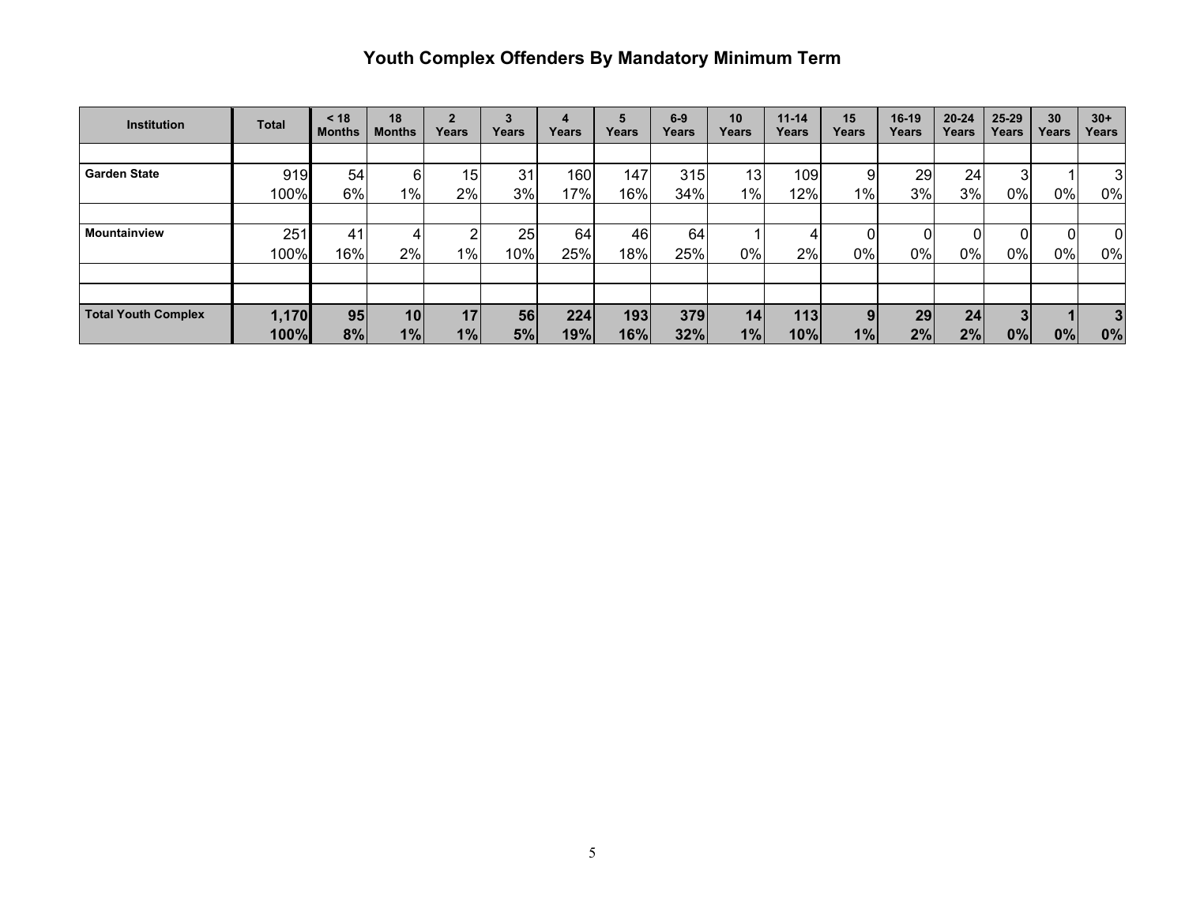# Youth Complex Offenders By Mandatory Minimum Term

| Institution | Total | < 18 Months | 18 Months | 2 Years | 3 Years | 4 Years | 5 Years | 6-9 Years | 10 Years | 11-14 Years | 15 Years | 16-19 Years | 20-24 Years | 25-29 Years | 30 Years | 30+ Years |
|---|---|---|---|---|---|---|---|---|---|---|---|---|---|---|---|---|
| **Garden State** | 919 | 54 | 6 | 15 | 31 | 160 | 147 | 315 | 13 | 109 | 9 | 29 | 24 | 3 | 1 | 3 |
| | 100% | 6% | 1% | 2% | 3% | 17% | 16% | 34% | 1% | 12% | 1% | 3% | 3% | 0% | 0% | 0% |
| **Mountainview** | 251 | 41 | 4 | 2 | 25 | 64 | 46 | 64 | 1 | 4 | 0 | 0 | 0 | 0 | 0 | 0 |
| | 100% | 16% | 2% | 1% | 10% | 25% | 18% | 25% | 0% | 2% | 0% | 0% | 0% | 0% | 0% | 0% |
| **Total Youth Complex** | **1,170** | **95** | **10** | **17** | **56** | **224** | **193** | **379** | **14** | **113** | **9** | **29** | **24** | **3** | **1** | **3** |
| | **100%** | **8%** | **1%** | **1%** | **5%** | **19%** | **16%** | **32%** | **1%** | **10%** | **1%** | **2%** | **2%** | **0%** | **0%** | **0%** |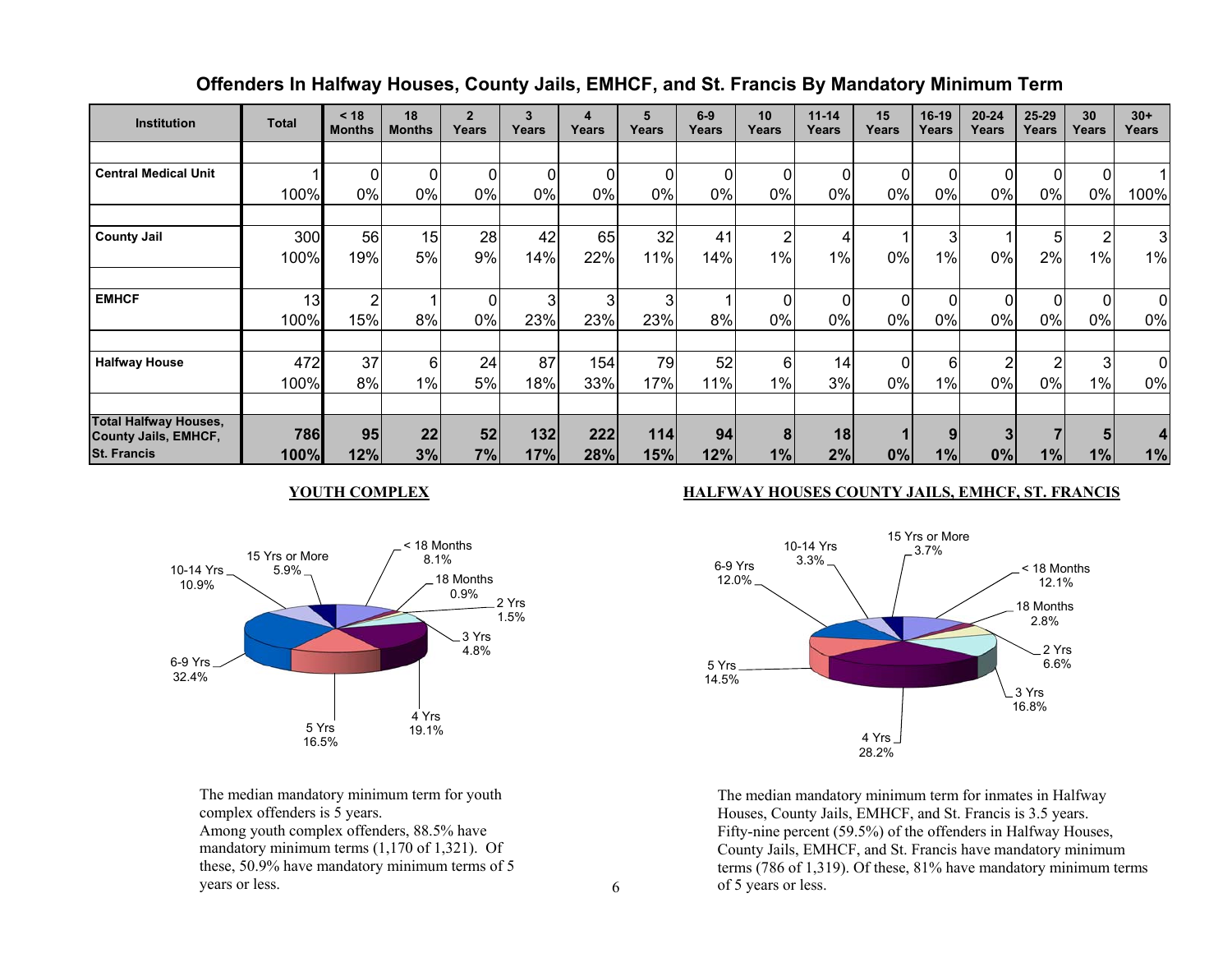## Offenders In Halfway Houses, County Jails, EMHCF, and St. Francis By Mandatory Minimum Term

| Institution | Total | < 18 Months | 18 Months | 2 Years | 3 Years | 4 Years | 5 Years | 6-9 Years | 10 Years | 11-14 Years | 15 Years | 16-19 Years | 20-24 Years | 25-29 Years | 30 Years | 30+ Years |
|---|---|---|---|---|---|---|---|---|---|---|---|---|---|---|---|---|
| **Central Medical Unit** | 1 | 0 | 0 | 0 | 0 | 0 | 0 | 0 | 0 | 0 | 0 | 0 | 0 | 0 | 0 | 1 |
| | 100% | 0% | 0% | 0% | 0% | 0% | 0% | 0% | 0% | 0% | 0% | 0% | 0% | 0% | 0% | 100% |
| **County Jail** | 300 | 56 | 15 | 28 | 42 | 65 | 32 | 41 | 2 | 4 | 1 | 3 | 1 | 5 | 2 | 3 |
| | 100% | 19% | 5% | 9% | 14% | 22% | 11% | 14% | 1% | 1% | 0% | 1% | 0% | 2% | 1% | 1% |
| **EMHCF** | 13 | 2 | 1 | 0 | 3 | 3 | 3 | 1 | 0 | 0 | 0 | 0 | 0 | 0 | 0 | 0 |
| | 100% | 15% | 8% | 0% | 23% | 23% | 23% | 8% | 0% | 0% | 0% | 0% | 0% | 0% | 0% | 0% |
| **Halfway House** | 472 | 37 | 6 | 24 | 87 | 154 | 79 | 52 | 6 | 14 | 0 | 6 | 2 | 2 | 3 | 0 |
| | 100% | 8% | 1% | 5% | 18% | 33% | 17% | 11% | 1% | 3% | 0% | 1% | 0% | 0% | 1% | 0% |
| **Total Halfway Houses, County Jails, EMHCF, St. Francis** | **786** | **95** | **22** | **52** | **132** | **222** | **114** | **94** | **8** | **18** | **1** | **9** | **3** | **7** | **5** | **4** |
| | **100%** | **12%** | **3%** | **7%** | **17%** | **28%** | **15%** | **12%** | **1%** | **2%** | **0%** | **1%** | **0%** | **1%** | **1%** | **1%** |

### YOUTH COMPLEX

< 18 Months 8.1%
18 Months 0.9%
2 Yrs 1.5%
3 Yrs 4.8%
4 Yrs 19.1%
5 Yrs 16.5%
6-9 Yrs 32.4%
10-14 Yrs 10.9%
15 Yrs or More 5.9%

The median mandatory minimum term for youth complex offenders is 5 years. Among youth complex offenders, 88.5% have mandatory minimum terms (1,170 of 1,321). Of these, 50.9% have mandatory minimum terms of 5 years or less.

### HALFWAY HOUSES COUNTY JAILS, EMHCF, ST. FRANCIS

15 Yrs or More 3.7%
< 18 Months 12.1%
18 Months 2.8%
2 Yrs 6.6%
3 Yrs 16.8%
4 Yrs 28.2%
5 Yrs 14.5%
6-9 Yrs 12.0%
10-14 Yrs 3.3%

The median mandatory minimum term for inmates in Halfway Houses, County Jails, EMHCF, and St. Francis is 3.5 years. Fifty-nine percent (59.5%) of the offenders in Halfway Houses, County Jails, EMHCF, and St. Francis have mandatory minimum terms (786 of 1,319). Of these, 81% have mandatory minimum terms of 5 years or less.